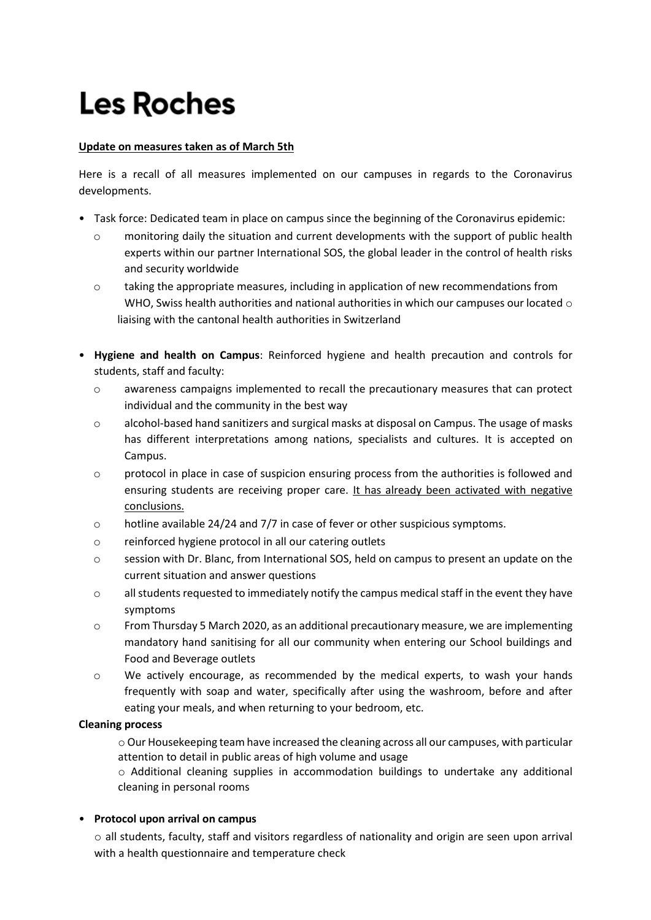# Les Roches

**Update on measures taken as of March 5th**

Here is a recall of all measures implemented on our campuses in regards to the Coronavirus developments.

- Task force: Dedicated team in place on campus since the beginning of the Coronavirus epidemic:
  - monitoring daily the situation and current developments with the support of public health experts within our partner International SOS, the global leader in the control of health risks and security worldwide
  - taking the appropriate measures, including in application of new recommendations from WHO, Swiss health authorities and national authorities in which our campuses our located
  - liaising with the cantonal health authorities in Switzerland

- **Hygiene and health on Campus**: Reinforced hygiene and health precaution and controls for students, staff and faculty:
  - awareness campaigns implemented to recall the precautionary measures that can protect individual and the community in the best way
  - alcohol-based hand sanitizers and surgical masks at disposal on Campus. The usage of masks has different interpretations among nations, specialists and cultures. It is accepted on Campus.
  - protocol in place in case of suspicion ensuring process from the authorities is followed and ensuring students are receiving proper care. <u>It has already been activated with negative conclusions.</u>
  - hotline available 24/24 and 7/7 in case of fever or other suspicious symptoms.
  - reinforced hygiene protocol in all our catering outlets
  - session with Dr. Blanc, from International SOS, held on campus to present an update on the current situation and answer questions
  - all students requested to immediately notify the campus medical staff in the event they have symptoms
  - From Thursday 5 March 2020, as an additional precautionary measure, we are implementing mandatory hand sanitising for all our community when entering our School buildings and Food and Beverage outlets
  - We actively encourage, as recommended by the medical experts, to wash your hands frequently with soap and water, specifically after using the washroom, before and after eating your meals, and when returning to your bedroom, etc.

**Cleaning process**

- Our Housekeeping team have increased the cleaning across all our campuses, with particular attention to detail in public areas of high volume and usage
- Additional cleaning supplies in accommodation buildings to undertake any additional cleaning in personal rooms

- **Protocol upon arrival on campus**
  - all students, faculty, staff and visitors regardless of nationality and origin are seen upon arrival with a health questionnaire and temperature check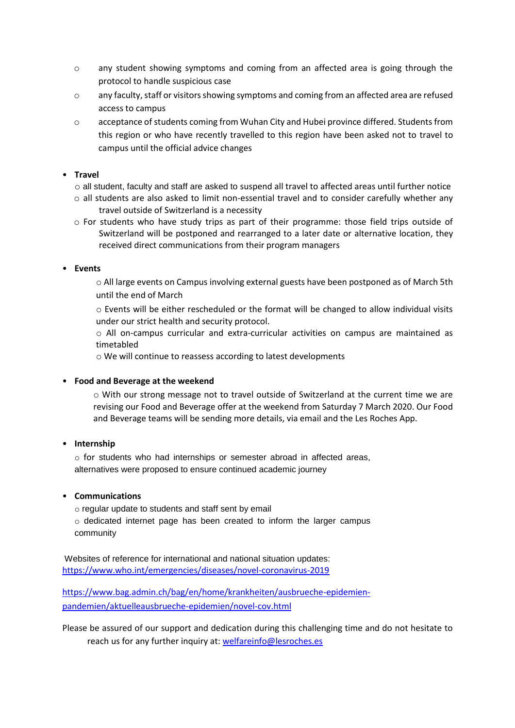- any student showing symptoms and coming from an affected area is going through the protocol to handle suspicious case
- any faculty, staff or visitors showing symptoms and coming from an affected area are refused access to campus
- acceptance of students coming from Wuhan City and Hubei province differed. Students from this region or who have recently travelled to this region have been asked not to travel to campus until the official advice changes

- **Travel**
  - all student, faculty and staff are asked to suspend all travel to affected areas until further notice
  - all students are also asked to limit non-essential travel and to consider carefully whether any travel outside of Switzerland is a necessity
  - For students who have study trips as part of their programme: those field trips outside of Switzerland will be postponed and rearranged to a later date or alternative location, they received direct communications from their program managers

- **Events**
  - All large events on Campus involving external guests have been postponed as of March 5th until the end of March
  - Events will be either rescheduled or the format will be changed to allow individual visits under our strict health and security protocol.
  - All on-campus curricular and extra-curricular activities on campus are maintained as timetabled
  - We will continue to reassess according to latest developments

- **Food and Beverage at the weekend**
  - With our strong message not to travel outside of Switzerland at the current time we are revising our Food and Beverage offer at the weekend from Saturday 7 March 2020. Our Food and Beverage teams will be sending more details, via email and the Les Roches App.

- **Internship**
  - for students who had internships or semester abroad in affected areas, alternatives were proposed to ensure continued academic journey

- **Communications**
  - regular update to students and staff sent by email
  - dedicated internet page has been created to inform the larger campus community

Websites of reference for international and national situation updates:
https://www.who.int/emergencies/diseases/novel-coronavirus-2019

https://www.bag.admin.ch/bag/en/home/krankheiten/ausbrueche-epidemien-pandemien/aktuelleausbrueche-epidemien/novel-cov.html

Please be assured of our support and dedication during this challenging time and do not hesitate to reach us for any further inquiry at: welfareinfo@lesroches.es